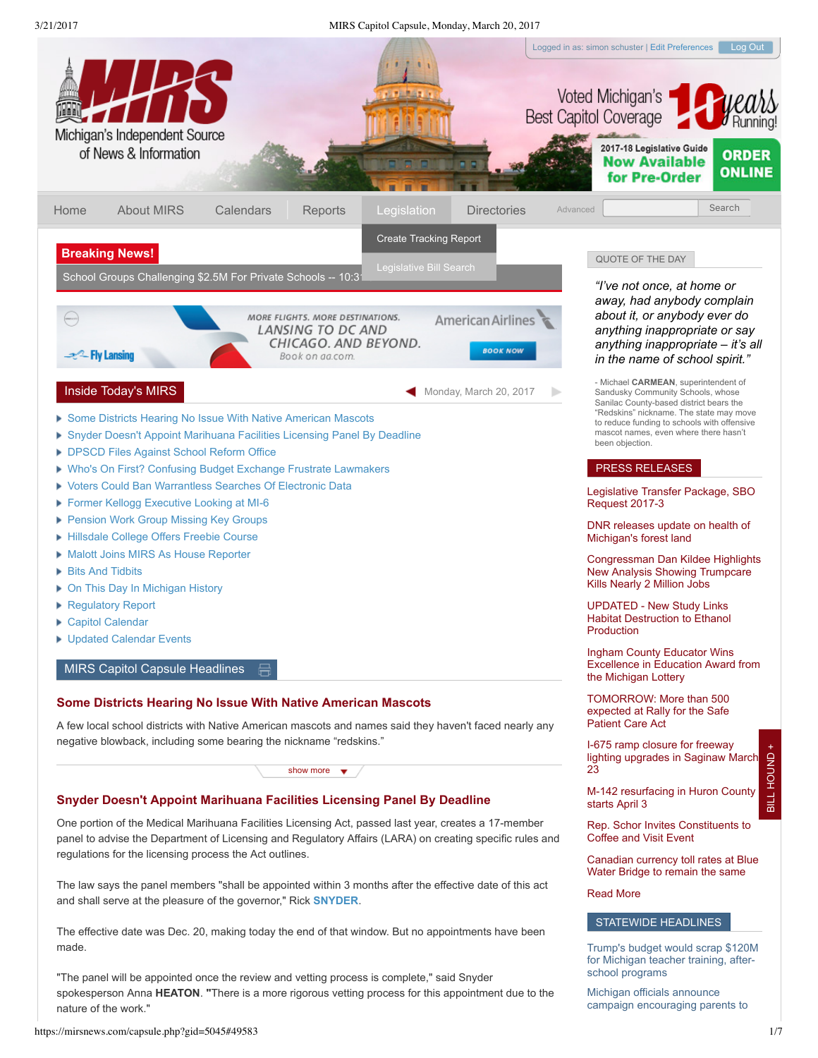Logged in as: simon schuster | Edit Preferences | Log Out

# MIRS

Michigan's Independent Source of News & Information

Voted Michigan's Best Capitol Coverage 10 years Running!

2017-18 Legislative Guide Now Available for Pre-Order — ORDER ONLINE

Home | About MIRS | Calendars | Reports | Legislation | Directories | Advanced | Search

Create Tracking Report

Legislative Bill Search

**Breaking News!**

School Groups Challenging $2.5M For Private Schools -- 10:31

MORE FLIGHTS. MORE DESTINATIONS. LANSING TO DC AND CHICAGO. AND BEYOND. Book on aa.com. American Airlines. BOOK NOW. Fly Lansing

## Inside Today's MIRS

Monday, March 20, 2017

- Some Districts Hearing No Issue With Native American Mascots
- Snyder Doesn't Appoint Marihuana Facilities Licensing Panel By Deadline
- DPSCD Files Against School Reform Office
- Who's On First? Confusing Budget Exchange Frustrate Lawmakers
- Voters Could Ban Warrantless Searches Of Electronic Data
- Former Kellogg Executive Looking at MI-6
- Pension Work Group Missing Key Groups
- Hillsdale College Offers Freebie Course
- Malott Joins MIRS As House Reporter
- Bits And Tidbits
- On This Day In Michigan History
- Regulatory Report
- Capitol Calendar
- Updated Calendar Events

## MIRS Capitol Capsule Headlines

### Some Districts Hearing No Issue With Native American Mascots

A few local school districts with Native American mascots and names said they haven't faced nearly any negative blowback, including some bearing the nickname "redskins."

show more

### Snyder Doesn't Appoint Marihuana Facilities Licensing Panel By Deadline

One portion of the Medical Marihuana Facilities Licensing Act, passed last year, creates a 17-member panel to advise the Department of Licensing and Regulatory Affairs (LARA) on creating specific rules and regulations for the licensing process the Act outlines.

The law says the panel members "shall be appointed within 3 months after the effective date of this act and shall serve at the pleasure of the governor," Rick **SNYDER**.

The effective date was Dec. 20, making today the end of that window. But no appointments have been made.

"The panel will be appointed once the review and vetting process is complete," said Snyder spokesperson Anna **HEATON**. "There is a more rigorous vetting process for this appointment due to the nature of the work."

## QUOTE OF THE DAY

*"I've not once, at home or away, had anybody complain about it, or anybody ever do anything inappropriate or say anything inappropriate – it's all in the name of school spirit."*

- Michael **CARMEAN**, superintendent of Sandusky Community Schools, whose Sanilac County-based district bears the "Redskins" nickname. The state may move to reduce funding to schools with offensive mascot names, even where there hasn't been objection.

## PRESS RELEASES

- Legislative Transfer Package, SBO Request 2017-3
- DNR releases update on health of Michigan's forest land
- Congressman Dan Kildee Highlights New Analysis Showing Trumpcare Kills Nearly 2 Million Jobs
- UPDATED - New Study Links Habitat Destruction to Ethanol Production
- Ingham County Educator Wins Excellence in Education Award from the Michigan Lottery
- TOMORROW: More than 500 expected at Rally for the Safe Patient Care Act
- I-675 ramp closure for freeway lighting upgrades in Saginaw March 23
- M-142 resurfacing in Huron County starts April 3
- Rep. Schor Invites Constituents to Coffee and Visit Event
- Canadian currency toll rates at Blue Water Bridge to remain the same

Read More

## STATEWIDE HEADLINES

- Trump's budget would scrap $120M for Michigan teacher training, after-school programs
- Michigan officials announce campaign encouraging parents to

BILL HOUND +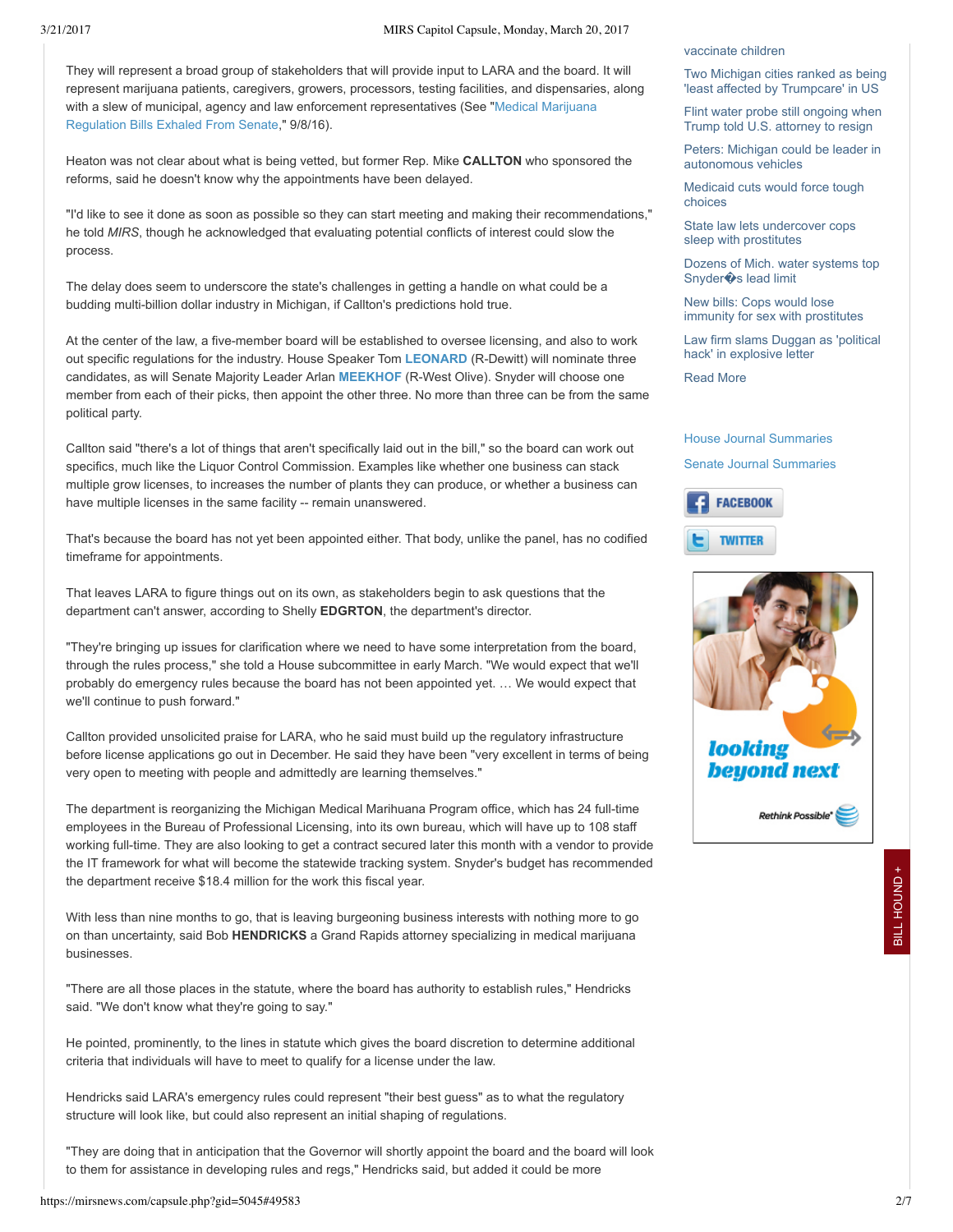They will represent a broad group of stakeholders that will provide input to LARA and the board. It will represent marijuana patients, caregivers, growers, processors, testing facilities, and dispensaries, along with a slew of municipal, agency and law enforcement representatives (See "Medical Marijuana Regulation Bills Exhaled From Senate," 9/8/16).

Heaton was not clear about what is being vetted, but former Rep. Mike **CALLTON** who sponsored the reforms, said he doesn't know why the appointments have been delayed.

"I'd like to see it done as soon as possible so they can start meeting and making their recommendations," he told *MIRS*, though he acknowledged that evaluating potential conflicts of interest could slow the process.

The delay does seem to underscore the state's challenges in getting a handle on what could be a budding multi-billion dollar industry in Michigan, if Callton's predictions hold true.

At the center of the law, a five-member board will be established to oversee licensing, and also to work out specific regulations for the industry. House Speaker Tom **LEONARD** (R-Dewitt) will nominate three candidates, as will Senate Majority Leader Arlan **MEEKHOF** (R-West Olive). Snyder will choose one member from each of their picks, then appoint the other three. No more than three can be from the same political party.

Callton said "there's a lot of things that aren't specifically laid out in the bill," so the board can work out specifics, much like the Liquor Control Commission. Examples like whether one business can stack multiple grow licenses, to increases the number of plants they can produce, or whether a business can have multiple licenses in the same facility -- remain unanswered.

That's because the board has not yet been appointed either. That body, unlike the panel, has no codified timeframe for appointments.

That leaves LARA to figure things out on its own, as stakeholders begin to ask questions that the department can't answer, according to Shelly **EDGRTON**, the department's director.

"They're bringing up issues for clarification where we need to have some interpretation from the board, through the rules process," she told a House subcommittee in early March. "We would expect that we'll probably do emergency rules because the board has not been appointed yet. … We would expect that we'll continue to push forward."

Callton provided unsolicited praise for LARA, who he said must build up the regulatory infrastructure before license applications go out in December. He said they have been "very excellent in terms of being very open to meeting with people and admittedly are learning themselves."

The department is reorganizing the Michigan Medical Marihuana Program office, which has 24 full-time employees in the Bureau of Professional Licensing, into its own bureau, which will have up to 108 staff working full-time. They are also looking to get a contract secured later this month with a vendor to provide the IT framework for what will become the statewide tracking system. Snyder's budget has recommended the department receive $18.4 million for the work this fiscal year.

With less than nine months to go, that is leaving burgeoning business interests with nothing more to go on than uncertainty, said Bob **HENDRICKS** a Grand Rapids attorney specializing in medical marijuana businesses.

"There are all those places in the statute, where the board has authority to establish rules," Hendricks said. "We don't know what they're going to say."

He pointed, prominently, to the lines in statute which gives the board discretion to determine additional criteria that individuals will have to meet to qualify for a license under the law.

Hendricks said LARA's emergency rules could represent "their best guess" as to what the regulatory structure will look like, but could also represent an initial shaping of regulations.

"They are doing that in anticipation that the Governor will shortly appoint the board and the board will look to them for assistance in developing rules and regs," Hendricks said, but added it could be more

vaccinate children

Two Michigan cities ranked as being 'least affected by Trumpcare' in US

Flint water probe still ongoing when Trump told U.S. attorney to resign

Peters: Michigan could be leader in autonomous vehicles

Medicaid cuts would force tough choices

State law lets undercover cops sleep with prostitutes

Dozens of Mich. water systems top Snyder�s lead limit

New bills: Cops would lose immunity for sex with prostitutes

Law firm slams Duggan as 'political hack' in explosive letter

Read More

House Journal Summaries

Senate Journal Summaries

FACEBOOK

TWITTER

looking beyond next

Rethink Possible

BILL HOUND +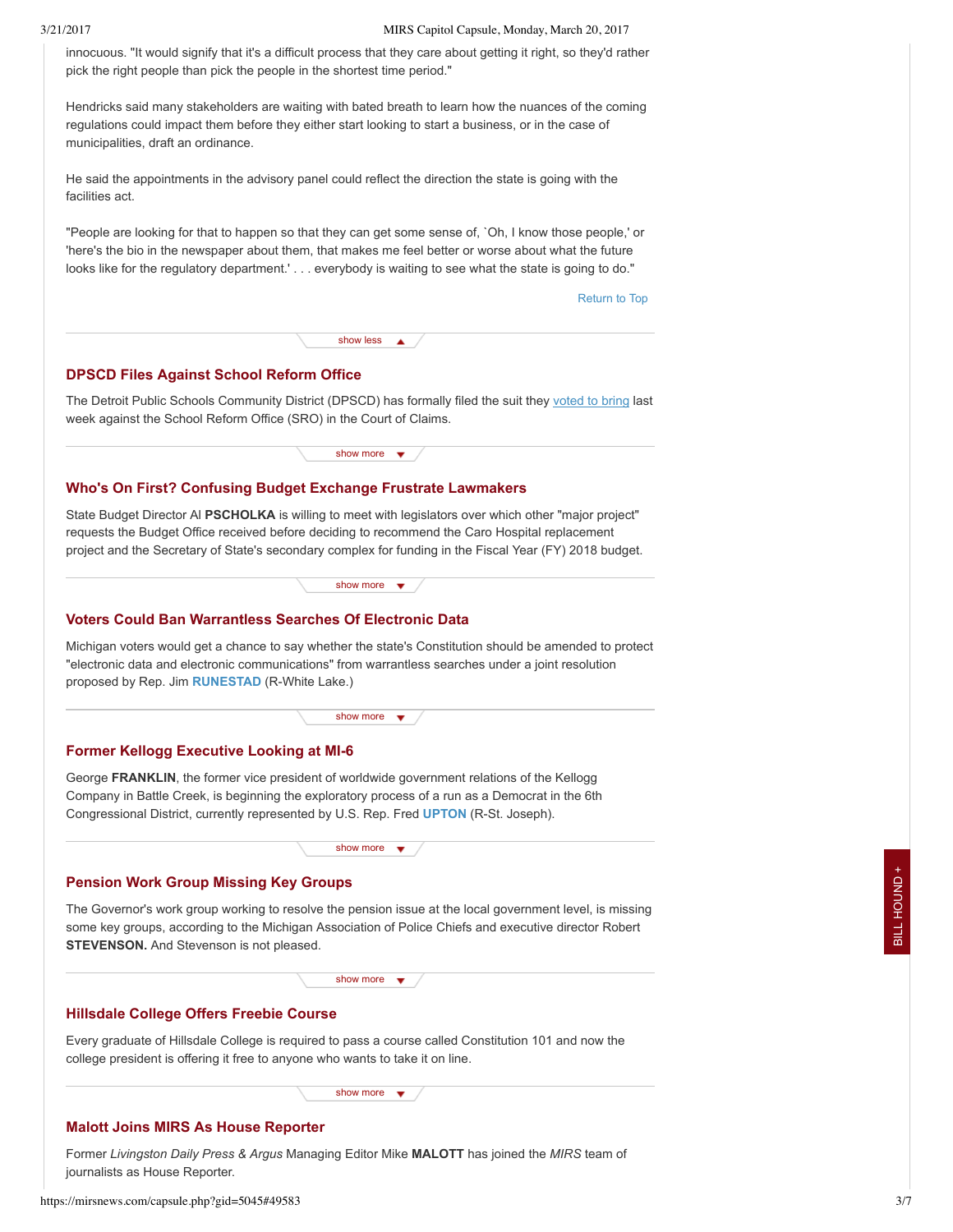innocuous. "It would signify that it's a difficult process that they care about getting it right, so they'd rather pick the right people than pick the people in the shortest time period."

Hendricks said many stakeholders are waiting with bated breath to learn how the nuances of the coming regulations could impact them before they either start looking to start a business, or in the case of municipalities, draft an ordinance.

He said the appointments in the advisory panel could reflect the direction the state is going with the facilities act.

"People are looking for that to happen so that they can get some sense of, `Oh, I know those people,' or 'here's the bio in the newspaper about them, that makes me feel better or worse about what the future looks like for the regulatory department.' . . . everybody is waiting to see what the state is going to do."

Return to Top

show less

## DPSCD Files Against School Reform Office

The Detroit Public Schools Community District (DPSCD) has formally filed the suit they voted to bring last week against the School Reform Office (SRO) in the Court of Claims.

show more

## Who's On First? Confusing Budget Exchange Frustrate Lawmakers

State Budget Director Al **PSCHOLKA** is willing to meet with legislators over which other "major project" requests the Budget Office received before deciding to recommend the Caro Hospital replacement project and the Secretary of State's secondary complex for funding in the Fiscal Year (FY) 2018 budget.

show more

## Voters Could Ban Warrantless Searches Of Electronic Data

Michigan voters would get a chance to say whether the state's Constitution should be amended to protect "electronic data and electronic communications" from warrantless searches under a joint resolution proposed by Rep. Jim **RUNESTAD** (R-White Lake.)

show more

## Former Kellogg Executive Looking at MI-6

George **FRANKLIN**, the former vice president of worldwide government relations of the Kellogg Company in Battle Creek, is beginning the exploratory process of a run as a Democrat in the 6th Congressional District, currently represented by U.S. Rep. Fred **UPTON** (R-St. Joseph).

show more

## Pension Work Group Missing Key Groups

The Governor's work group working to resolve the pension issue at the local government level, is missing some key groups, according to the Michigan Association of Police Chiefs and executive director Robert **STEVENSON.** And Stevenson is not pleased.

show more

## Hillsdale College Offers Freebie Course

Every graduate of Hillsdale College is required to pass a course called Constitution 101 and now the college president is offering it free to anyone who wants to take it on line.

show more

## Malott Joins MIRS As House Reporter

Former *Livingston Daily Press & Argus* Managing Editor Mike **MALOTT** has joined the *MIRS* team of journalists as House Reporter.

BILL HOUND +